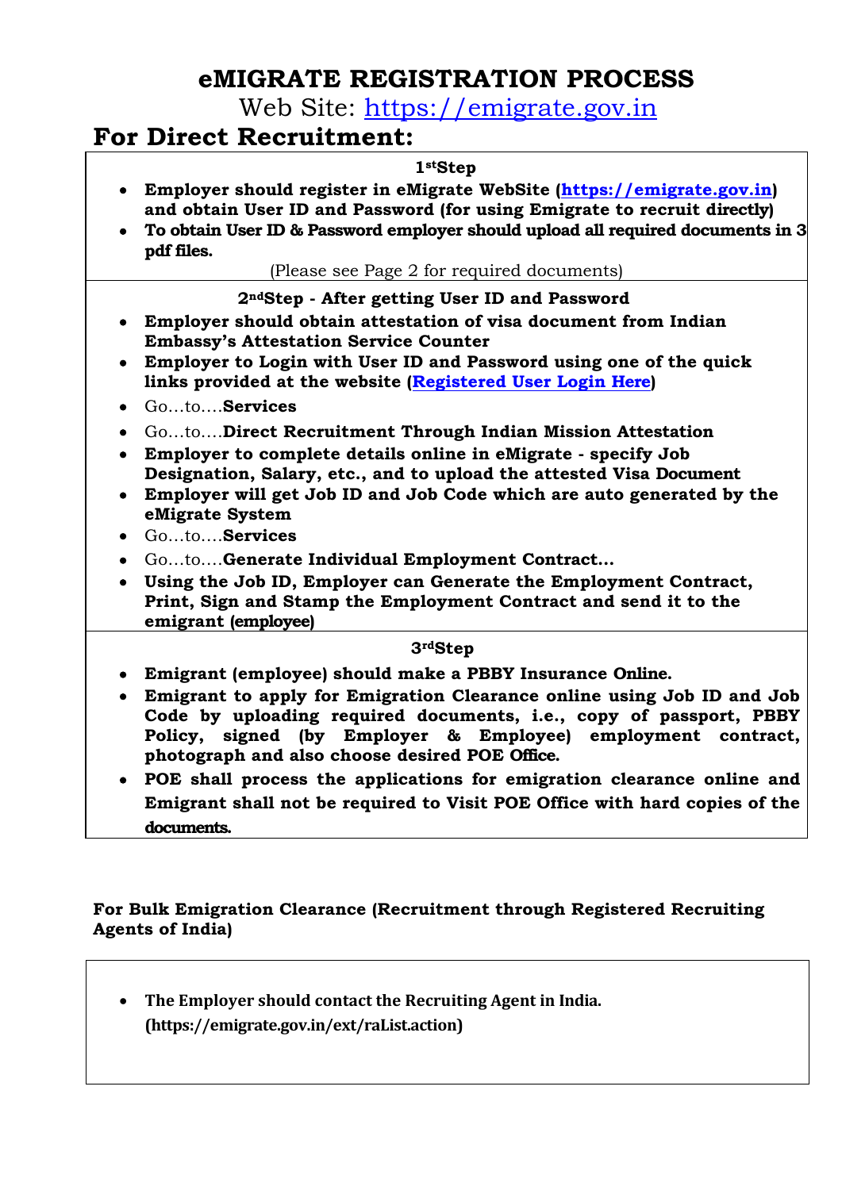# eMIGRATE REGISTRATION PROCESS

Web Site: https://emigrate.gov.in

## For Direct Recruitment:

**1st Step**

- **Employer should register in eMigrate WebSite (https://emigrate.gov.in) and obtain User ID and Password (for using Emigrate to recruit directly)**
- **To obtain User ID & Password employer should upload all required documents in 3 pdf files.**

(Please see Page 2 for required documents)

**2nd Step - After getting User ID and Password**

- **Employer should obtain attestation of visa document from Indian Embassy's Attestation Service Counter**
- **Employer to Login with User ID and Password using one of the quick links provided at the website (Registered User Login Here)**
- Go…to….**Services**
- Go…to….**Direct Recruitment Through Indian Mission Attestation**
- **Employer to complete details online in eMigrate - specify Job Designation, Salary, etc., and to upload the attested Visa Document**
- **Employer will get Job ID and Job Code which are auto generated by the eMigrate System**
- Go…to….**Services**
- Go…to….**Generate Individual Employment Contract…**
- **Using the Job ID, Employer can Generate the Employment Contract, Print, Sign and Stamp the Employment Contract and send it to the emigrant (employee)**

**3rd Step**

- **Emigrant (employee) should make a PBBY Insurance Online.**
- **Emigrant to apply for Emigration Clearance online using Job ID and Job Code by uploading required documents, i.e., copy of passport, PBBY Policy, signed (by Employer & Employee) employment contract, photograph and also choose desired POE Office.**
- **POE shall process the applications for emigration clearance online and Emigrant shall not be required to Visit POE Office with hard copies of the documents.**

**For Bulk Emigration Clearance (Recruitment through Registered Recruiting Agents of India)**

- **The Employer should contact the Recruiting Agent in India. (https://emigrate.gov.in/ext/raList.action)**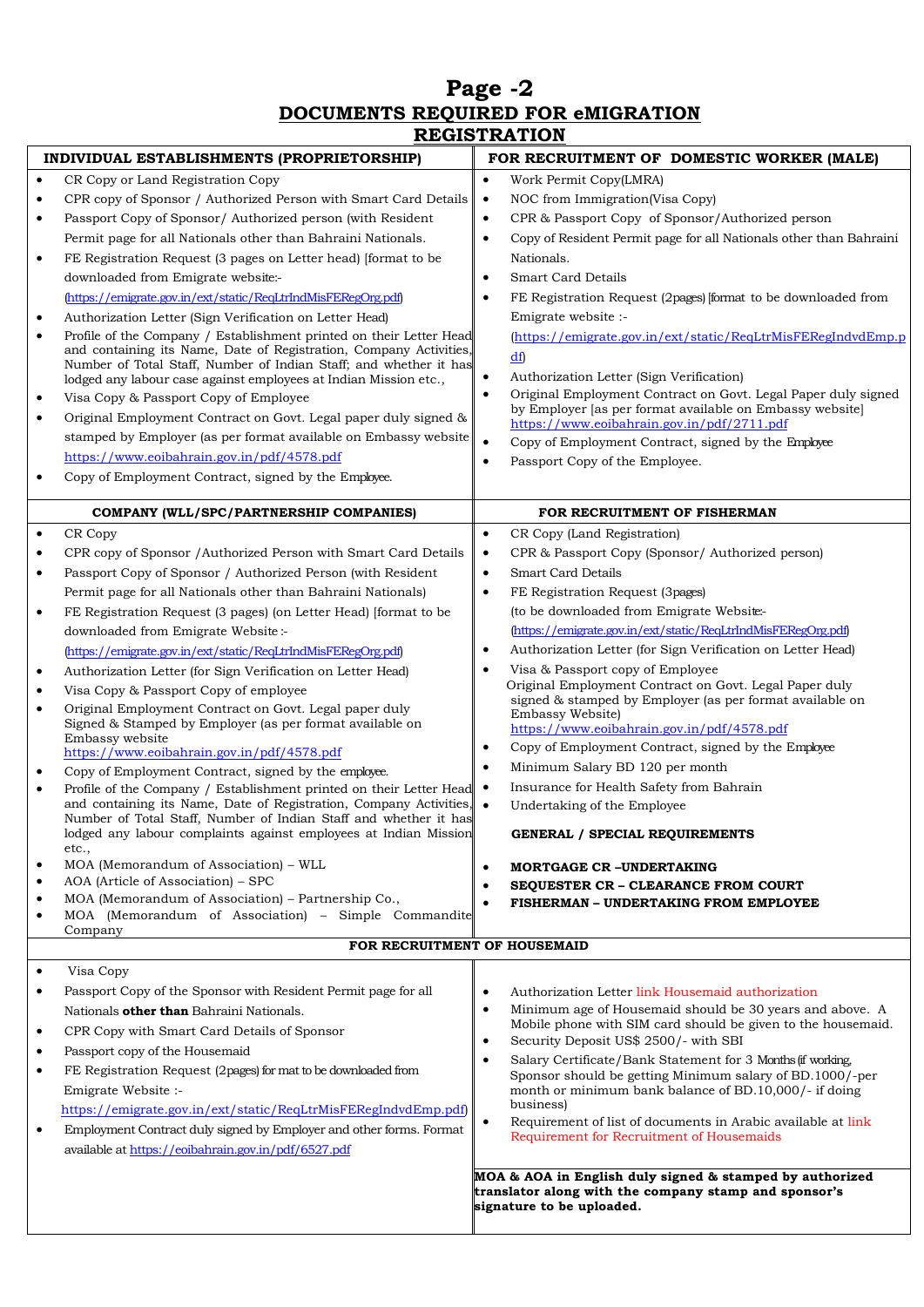# Page -2

## DOCUMENTS REQUIRED FOR eMIGRATION REGISTRATION

### INDIVIDUAL ESTABLISHMENTS (PROPRIETORSHIP)

- CR Copy or Land Registration Copy
- CPR copy of Sponsor / Authorized Person with Smart Card Details
- Passport Copy of Sponsor/ Authorized person (with Resident Permit page for all Nationals other than Bahraini Nationals.
- FE Registration Request (3 pages on Letter head) [format to be downloaded from Emigrate website:- (https://emigrate.gov.in/ext/static/ReqLtrIndMisFERegOrg.pdf)
- Authorization Letter (Sign Verification on Letter Head)
- Profile of the Company / Establishment printed on their Letter Head and containing its Name, Date of Registration, Company Activities, Number of Total Staff, Number of Indian Staff; and whether it has lodged any labour case against employees at Indian Mission etc.,
- Visa Copy & Passport Copy of Employee
- Original Employment Contract on Govt. Legal paper duly signed & stamped by Employer (as per format available on Embassy website https://www.eoibahrain.gov.in/pdf/4578.pdf
- Copy of Employment Contract, signed by the Employee.

### FOR RECRUITMENT OF DOMESTIC WORKER (MALE)

- Work Permit Copy(LMRA)
- NOC from Immigration(Visa Copy)
- CPR & Passport Copy of Sponsor/Authorized person
- Copy of Resident Permit page for all Nationals other than Bahraini Nationals.
- Smart Card Details
- FE Registration Request (2pages) [format to be downloaded from Emigrate website :- (https://emigrate.gov.in/ext/static/ReqLtrMisFERegIndvdEmp.pdf)
- Authorization Letter (Sign Verification)
- Original Employment Contract on Govt. Legal Paper duly signed by Employer [as per format available on Embassy website] https://www.eoibahrain.gov.in/pdf/2711.pdf
- Copy of Employment Contract, signed by the Employee
- Passport Copy of the Employee.

### COMPANY (WLL/SPC/PARTNERSHIP COMPANIES)

- CR Copy
- CPR copy of Sponsor /Authorized Person with Smart Card Details
- Passport Copy of Sponsor / Authorized Person (with Resident Permit page for all Nationals other than Bahraini Nationals)
- FE Registration Request (3 pages) (on Letter Head) [format to be downloaded from Emigrate Website :- (https://emigrate.gov.in/ext/static/ReqLtrIndMisFERegOrg.pdf)
- Authorization Letter (for Sign Verification on Letter Head)
- Visa Copy & Passport Copy of employee
- Original Employment Contract on Govt. Legal paper duly Signed & Stamped by Employer (as per format available on Embassy website https://www.eoibahrain.gov.in/pdf/4578.pdf
- Copy of Employment Contract, signed by the employee.
- Profile of the Company / Establishment printed on their Letter Head and containing its Name, Date of Registration, Company Activities, Number of Total Staff, Number of Indian Staff and whether it has lodged any labour complaints against employees at Indian Mission etc.,
- MOA (Memorandum of Association) – WLL
- AOA (Article of Association) – SPC
- MOA (Memorandum of Association) – Partnership Co.,
- MOA (Memorandum of Association) – Simple Commandite Company

### FOR RECRUITMENT OF FISHERMAN

- CR Copy (Land Registration)
- CPR & Passport Copy (Sponsor/ Authorized person)
- Smart Card Details
- FE Registration Request (3pages) (to be downloaded from Emigrate Website:- (https://emigrate.gov.in/ext/static/ReqLtrIndMisFERegOrg.pdf)
- Authorization Letter (for Sign Verification on Letter Head)
- Visa & Passport copy of Employee
  Original Employment Contract on Govt. Legal Paper duly signed & stamped by Employer (as per format available on Embassy Website) https://www.eoibahrain.gov.in/pdf/4578.pdf
- Copy of Employment Contract, signed by the Employee
- Minimum Salary BD 120 per month
- Insurance for Health Safety from Bahrain
- Undertaking of the Employee

### GENERAL / SPECIAL REQUIREMENTS

- **MORTGAGE CR –UNDERTAKING**
- **SEQUESTER CR – CLEARANCE FROM COURT**
- **FISHERMAN – UNDERTAKING FROM EMPLOYEE**

### FOR RECRUITMENT OF HOUSEMAID

- Visa Copy
- Passport Copy of the Sponsor with Resident Permit page for all Nationals **other than** Bahraini Nationals.
- CPR Copy with Smart Card Details of Sponsor
- Passport copy of the Housemaid
- FE Registration Request (2pages) for mat to be downloaded from Emigrate Website :- https://emigrate.gov.in/ext/static/ReqLtrMisFERegIndvdEmp.pdf)
- Employment Contract duly signed by Employer and other forms. Format available at https://eoibahrain.gov.in/pdf/6527.pdf

- Authorization Letter link Housemaid authorization
- Minimum age of Housemaid should be 30 years and above. A Mobile phone with SIM card should be given to the housemaid.
- Security Deposit US$ 2500/- with SBI
- Salary Certificate/Bank Statement for 3 Months (if working, Sponsor should be getting Minimum salary of BD.1000/-per month or minimum bank balance of BD.10,000/- if doing business)
- Requirement of list of documents in Arabic available at link Requirement for Recruitment of Housemaids

**MOA & AOA in English duly signed & stamped by authorized translator along with the company stamp and sponsor's signature to be uploaded.**